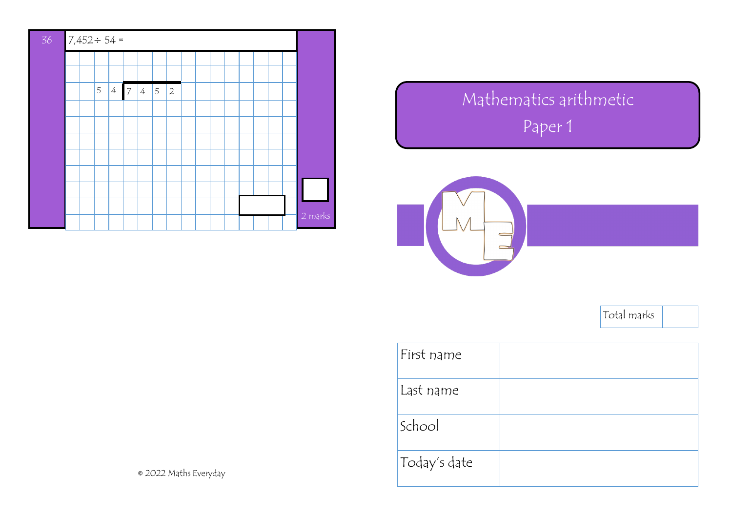36

7,452 ÷ 54 =

54 | 7 4 5 2

2 marks

© 2022 Maths Everyday

# Mathematics arithmetic
## Paper 1

| Total marks | |
|---|---|

| First name | |
|---|---|
| Last name | |
| School | |
| Today's date | |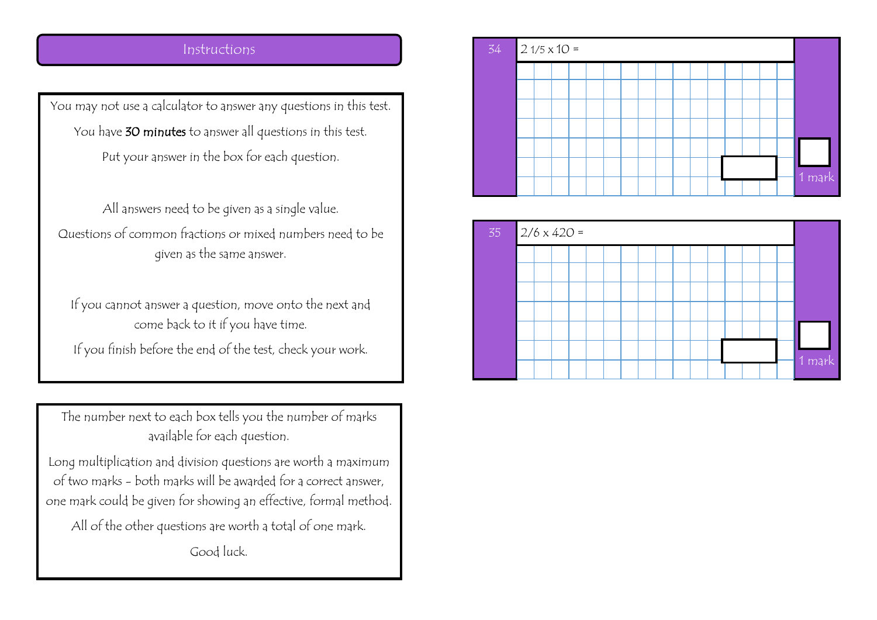## Instructions

You may not use a calculator to answer any questions in this test.

You have **30 minutes** to answer all questions in this test.

Put your answer in the box for each question.

All answers need to be given as a single value.

Questions of common fractions or mixed numbers need to be given as the same answer.

If you cannot answer a question, move onto the next and come back to it if you have time.

If you finish before the end of the test, check your work.

The number next to each box tells you the number of marks available for each question.

Long multiplication and division questions are worth a maximum of two marks - both marks will be awarded for a correct answer, one mark could be given for showing an effective, formal method.

All of the other questions are worth a total of one mark.

Good luck.

**34** $2\frac{1}{5} \times 10 =$

1 mark

**35** $2/6 \times 420 =$

1 mark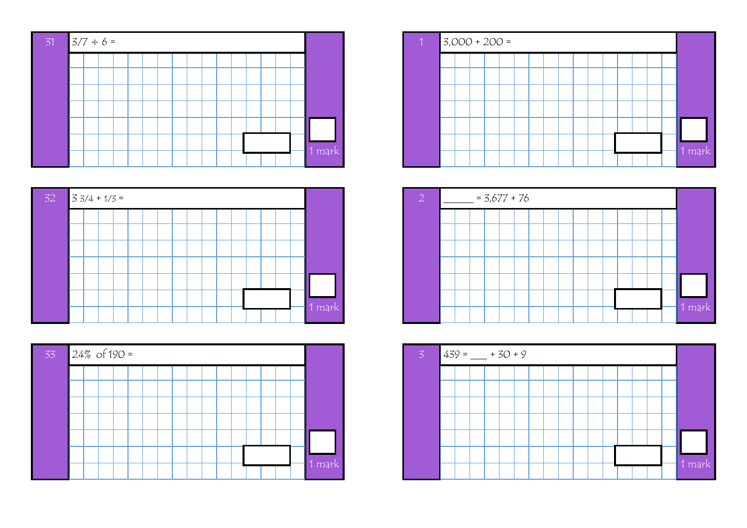**31**

$3/7 \div 6 =$

1 mark

**32**

$3\ 3/4 + 1/3 =$

1 mark

**33**

24% of 190 =

1 mark

**1**

3,000 + 200 =

1 mark

**2**

______ = 3,677 + 76

1 mark

**3**

439 = ___ + 30 + 9

1 mark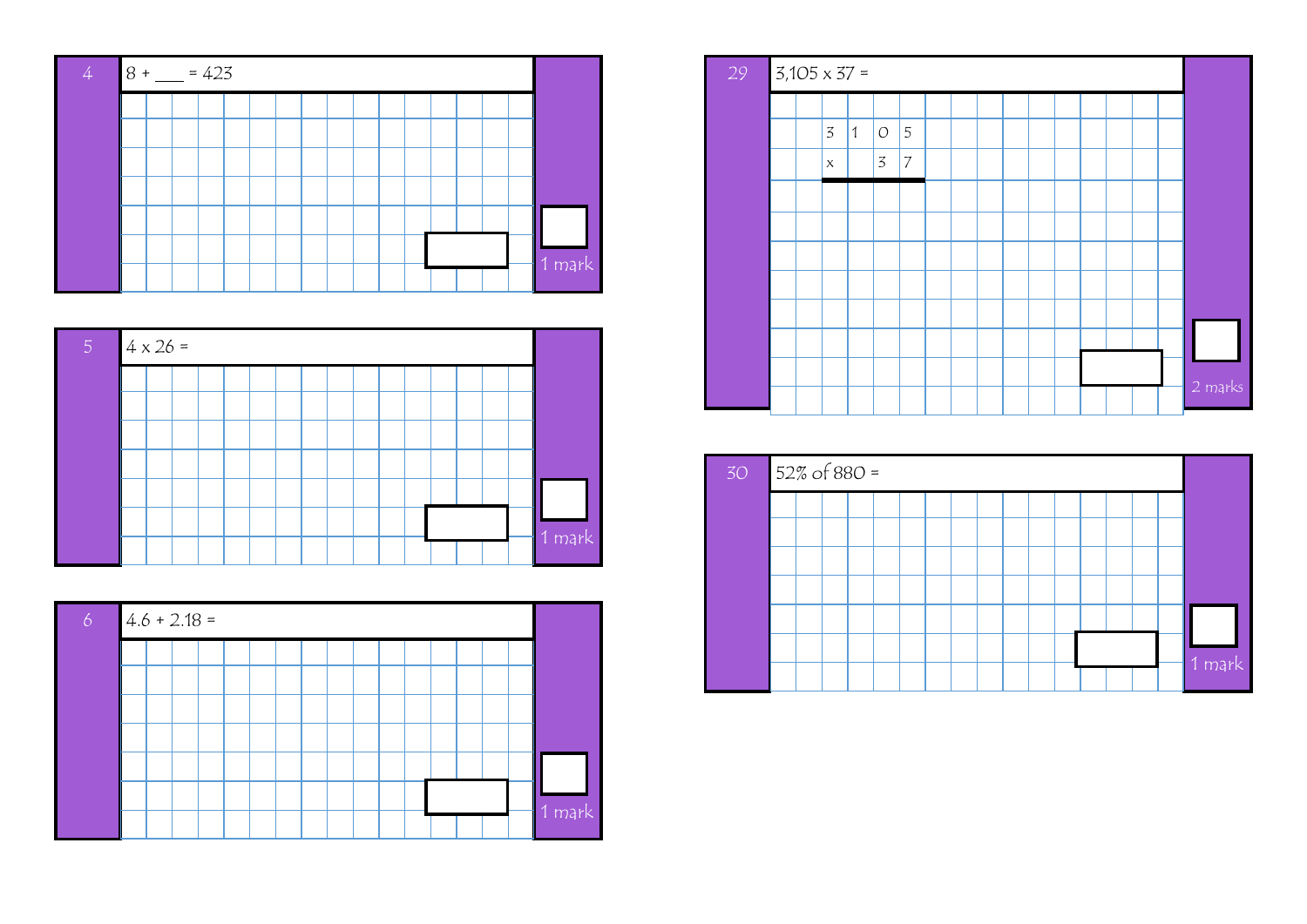**4** $8 + \_\_\_ = 423$

1 mark

**5** $4 \times 26 =$

1 mark

**6** $4.6 + 2.18 =$

1 mark

**29** $3{,}105 \times 37 =$

| | 3 | 1 | 0 | 5 |
|---|---|---|---|---|
| × | | | 3 | 7 |

2 marks

**30** 52% of 880 =

1 mark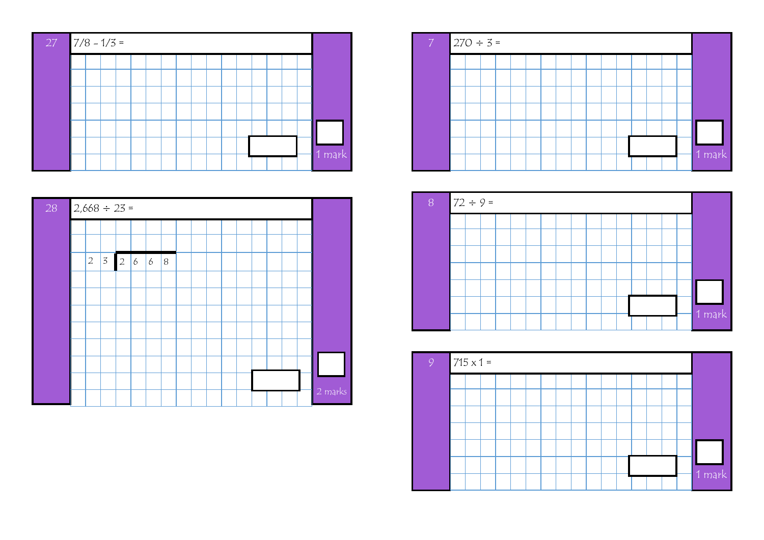27

$7/8 - 1/3 =$

1 mark

28

$2,668 \div 23 =$

23 | 2 6 6 8

2 marks

7

$270 \div 3 =$

1 mark

8

$72 \div 9 =$

1 mark

9

$715 \times 1 =$

1 mark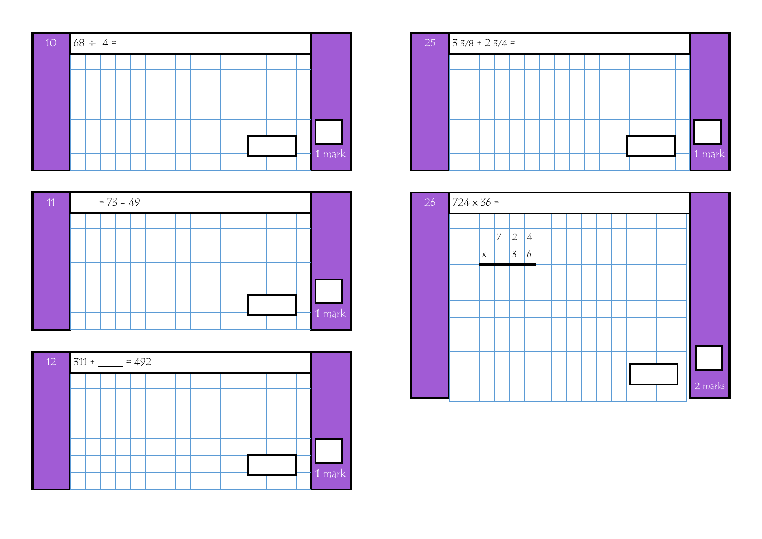**10**

$68 \div 4 =$

1 mark

**11**

$\_\_\_\_ = 73 - 49$

1 mark

**12**

$311 + \_\_\_\_\_ = 492$

1 mark

**25**

$3\frac{3}{8} + 2\frac{3}{4} =$

1 mark

**26**

$724 \times 36 =$

|   | 7 | 2 | 4 |
|---|---|---|---|
| x |   | 3 | 6 |

2 marks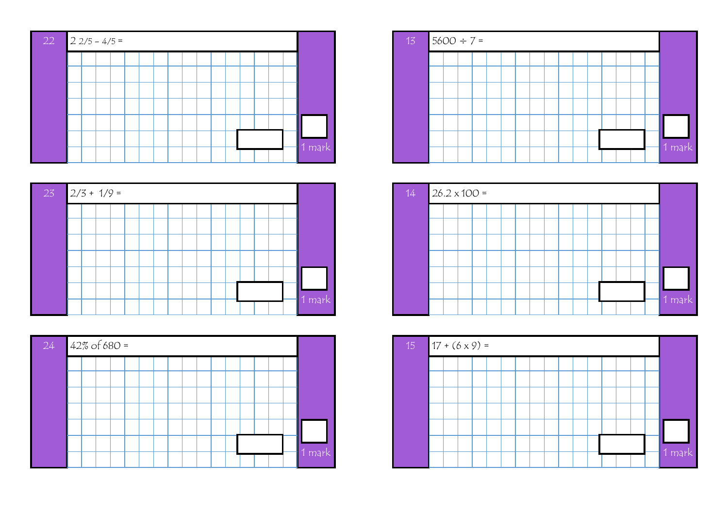**22** $2\frac{2}{5} - \frac{4}{5} =$

1 mark

**23** $\frac{2}{3} + \frac{1}{9} =$

1 mark

**24** 42% of 680 =

1 mark

**13** $5600 \div 7 =$

1 mark

**14** $26.2 \times 100 =$

1 mark

**15** $17 + (6 \times 9) =$

1 mark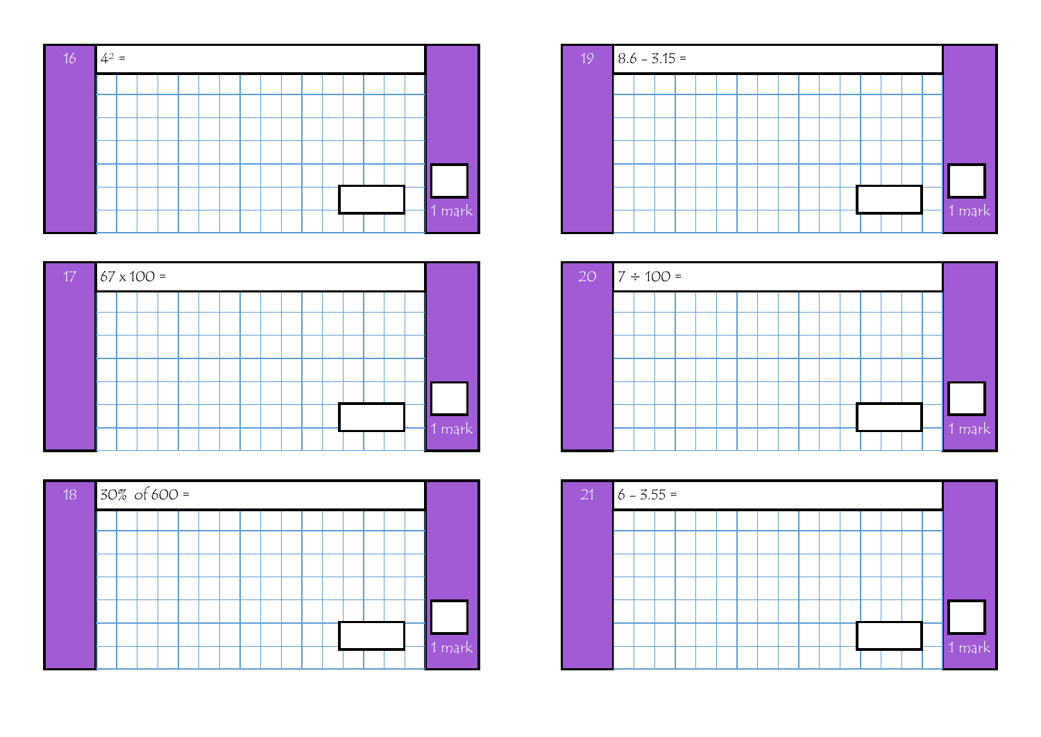16

$4^2$ =

1 mark

17

67 x 100 =

1 mark

18

30% of 600 =

1 mark

19

8.6 – 3.15 =

1 mark

20

7 ÷ 100 =

1 mark

21

6 – 3.55 =

1 mark